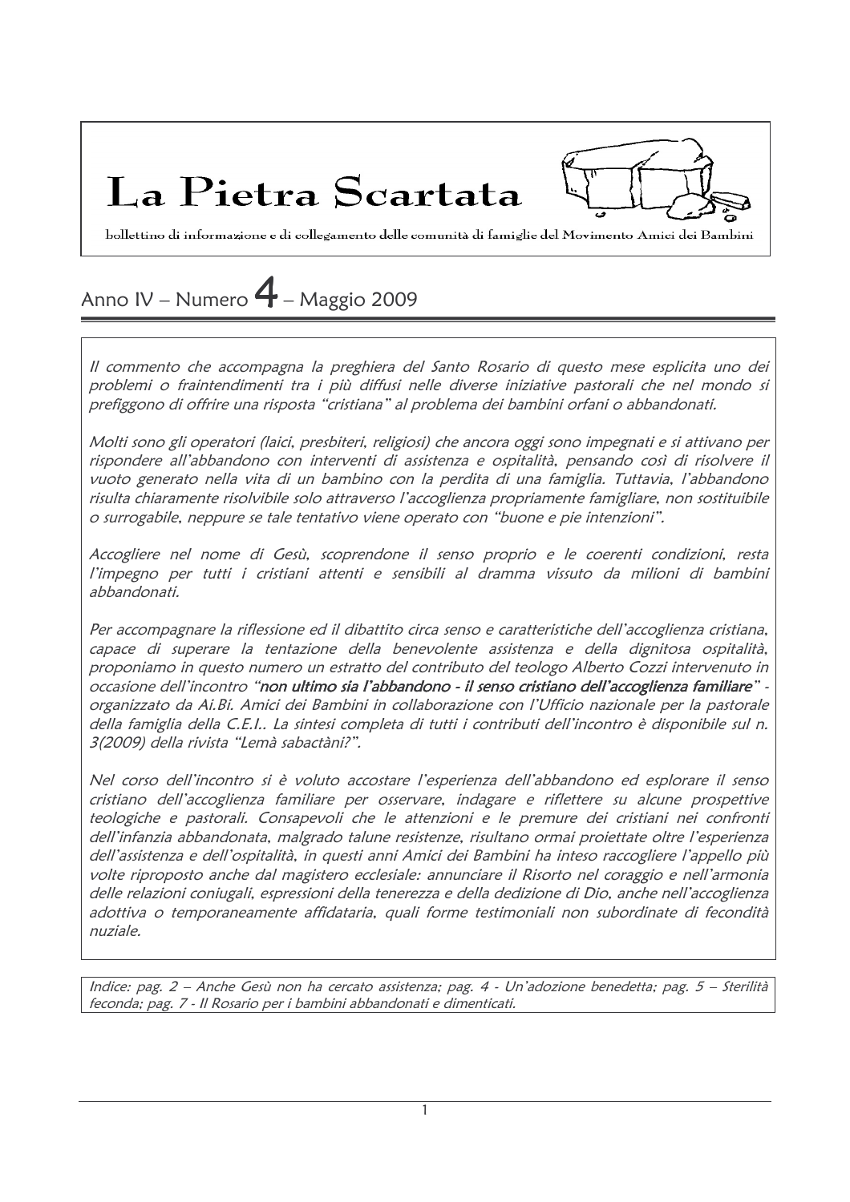# La Pietra Scartata

bollettino di informazione e di collegamento delle comunità di famiglie del Movimento Amici dei Bambini

## Anno IV – Numero 4 – Maggio 2009

*Il commento che accompagna la preghiera del Santo Rosario di questo mese esplicita uno dei problemi o fraintendimenti tra i più diffusi nelle diverse iniziative pastorali che nel mondo si prefiggono di offrire una risposta "cristiana" al problema dei bambini orfani o abbandonati.*

*Molti sono gli operatori (laici, presbiteri, religiosi) che ancora oggi sono impegnati e si attivano per rispondere all'abbandono con interventi di assistenza e ospitalità, pensando così di risolvere il vuoto generato nella vita di un bambino con la perdita di una famiglia. Tuttavia, l'abbandono risulta chiaramente risolvibile solo attraverso l'accoglienza propriamente famigliare, non sostituibile o surrogabile, neppure se tale tentativo viene operato con "buone e pie intenzioni".*

*Accogliere nel nome di Gesù, scoprendone il senso proprio e le coerenti condizioni, resta l'impegno per tutti i cristiani attenti e sensibili al dramma vissuto da milioni di bambini abbandonati.*

*Per accompagnare la riflessione ed il dibattito circa senso e caratteristiche dell'accoglienza cristiana, capace di superare la tentazione della benevolente assistenza e della dignitosa ospitalità, proponiamo in questo numero un estratto del contributo del teologo Alberto Cozzi intervenuto in occasione dell'incontro "**non ultimo sia l'abbandono - il senso cristiano dell'accoglienza familiare**" - organizzato da Ai.Bi. Amici dei Bambini in collaborazione con l'Ufficio nazionale per la pastorale della famiglia della C.E.I.. La sintesi completa di tutti i contributi dell'incontro è disponibile sul n. 3(2009) della rivista "Lemà sabactàni?".*

*Nel corso dell'incontro si è voluto accostare l'esperienza dell'abbandono ed esplorare il senso cristiano dell'accoglienza familiare per osservare, indagare e riflettere su alcune prospettive teologiche e pastorali. Consapevoli che le attenzioni e le premure dei cristiani nei confronti dell'infanzia abbandonata, malgrado talune resistenze, risultano ormai proiettate oltre l'esperienza dell'assistenza e dell'ospitalità, in questi anni Amici dei Bambini ha inteso raccogliere l'appello più volte riproposto anche dal magistero ecclesiale: annunciare il Risorto nel coraggio e nell'armonia delle relazioni coniugali, espressioni della tenerezza e della dedizione di Dio, anche nell'accoglienza adottiva o temporaneamente affidataria, quali forme testimoniali non subordinate di fecondità nuziale.*

*Indice: pag. 2 – Anche Gesù non ha cercato assistenza; pag. 4 - Un'adozione benedetta; pag. 5 – Sterilità feconda; pag. 7 - Il Rosario per i bambini abbandonati e dimenticati.*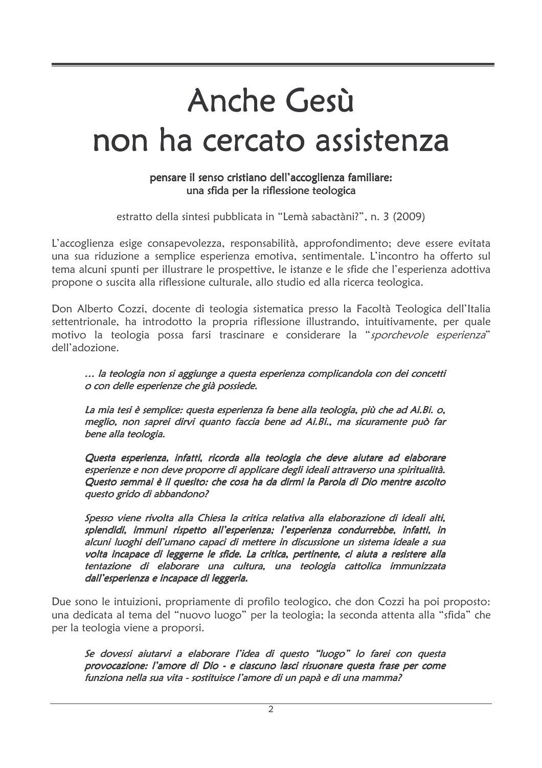# Anche Gesù non ha cercato assistenza

**pensare il senso cristiano dell'accoglienza familiare: una sfida per la riflessione teologica**

estratto della sintesi pubblicata in "Lemà sabactàni?", n. 3 (2009)

L'accoglienza esige consapevolezza, responsabilità, approfondimento; deve essere evitata una sua riduzione a semplice esperienza emotiva, sentimentale. L'incontro ha offerto sul tema alcuni spunti per illustrare le prospettive, le istanze e le sfide che l'esperienza adottiva propone o suscita alla riflessione culturale, allo studio ed alla ricerca teologica.

Don Alberto Cozzi, docente di teologia sistematica presso la Facoltà Teologica dell'Italia settentrionale, ha introdotto la propria riflessione illustrando, intuitivamente, per quale motivo la teologia possa farsi trascinare e considerare la "*sporchevole esperienza*" dell'adozione.

> *… la teologia non si aggiunge a questa esperienza complicandola con dei concetti o con delle esperienze che già possiede.*
>
> *La mia tesi è semplice: questa esperienza fa bene alla teologia, più che ad Ai.Bi. o, meglio, non saprei dirvi quanto faccia bene ad Ai.Bi., ma sicuramente può far bene alla teologia.*
>
> *Questa esperienza, infatti, ricorda alla teologia che deve aiutare ad elaborare esperienze e non deve proporre di applicare degli ideali attraverso una spiritualità. Questo semmai è il quesito: che cosa ha da dirmi la Parola di Dio mentre ascolto questo grido di abbandono?*
>
> *Spesso viene rivolta alla Chiesa la critica relativa alla elaborazione di ideali alti, splendidi, immuni rispetto all'esperienza; l'esperienza condurrebbe, infatti, in alcuni luoghi dell'umano capaci di mettere in discussione un sistema ideale a sua volta incapace di leggerne le sfide. La critica, pertinente, ci aiuta a resistere alla tentazione di elaborare una cultura, una teologia cattolica immunizzata dall'esperienza e incapace di leggerla.*

Due sono le intuizioni, propriamente di profilo teologico, che don Cozzi ha poi proposto: una dedicata al tema del "nuovo luogo" per la teologia; la seconda attenta alla "sfida" che per la teologia viene a proporsi.

> *Se dovessi aiutarvi a elaborare l'idea di questo "luogo" lo farei con questa provocazione: l'amore di Dio - e ciascuno lasci risuonare questa frase per come funziona nella sua vita - sostituisce l'amore di un papà e di una mamma?*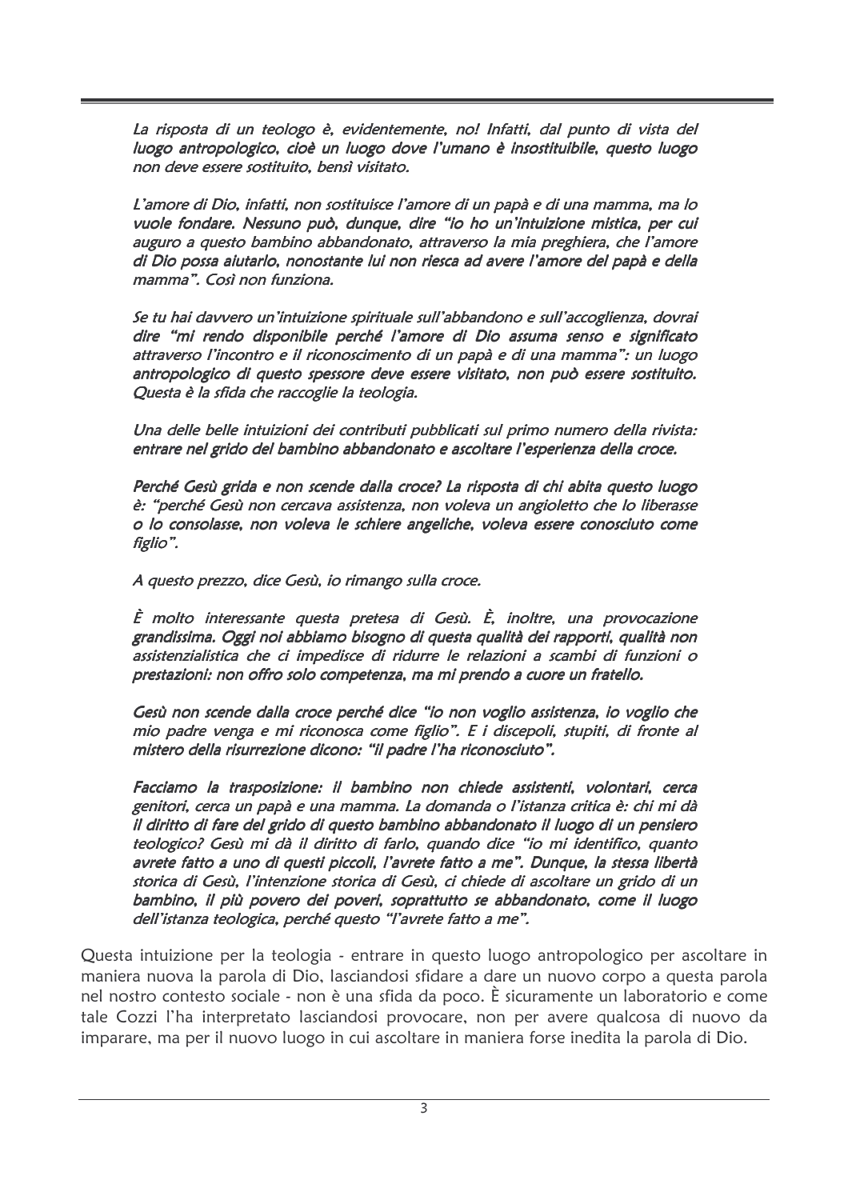*La risposta di un teologo è, evidentemente, no! Infatti, dal punto di vista del luogo antropologico, cioè un luogo dove l'umano è insostituibile, questo luogo non deve essere sostituito, bensì visitato.*

*L'amore di Dio, infatti, non sostituisce l'amore di un papà e di una mamma, ma lo vuole fondare. Nessuno può, dunque, dire "io ho un'intuizione mistica, per cui auguro a questo bambino abbandonato, attraverso la mia preghiera, che l'amore di Dio possa aiutarlo, nonostante lui non riesca ad avere l'amore del papà e della mamma". Così non funziona.*

*Se tu hai davvero un'intuizione spirituale sull'abbandono e sull'accoglienza, dovrai dire "mi rendo disponibile perché l'amore di Dio assuma senso e significato attraverso l'incontro e il riconoscimento di un papà e di una mamma": un luogo antropologico di questo spessore deve essere visitato, non può essere sostituito. Questa è la sfida che raccoglie la teologia.*

*Una delle belle intuizioni dei contributi pubblicati sul primo numero della rivista: entrare nel grido del bambino abbandonato e ascoltare l'esperienza della croce.*

*Perché Gesù grida e non scende dalla croce? La risposta di chi abita questo luogo è: "perché Gesù non cercava assistenza, non voleva un angioletto che lo liberasse o lo consolasse, non voleva le schiere angeliche, voleva essere conosciuto come figlio".*

*A questo prezzo, dice Gesù, io rimango sulla croce.*

*È molto interessante questa pretesa di Gesù. È, inoltre, una provocazione grandissima. Oggi noi abbiamo bisogno di questa qualità dei rapporti, qualità non assistenzialistica che ci impedisce di ridurre le relazioni a scambi di funzioni o prestazioni: non offro solo competenza, ma mi prendo a cuore un fratello.*

*Gesù non scende dalla croce perché dice "io non voglio assistenza, io voglio che mio padre venga e mi riconosca come figlio". E i discepoli, stupiti, di fronte al mistero della risurrezione dicono: "il padre l'ha riconosciuto".*

*Facciamo la trasposizione: il bambino non chiede assistenti, volontari, cerca genitori, cerca un papà e una mamma. La domanda o l'istanza critica è: chi mi dà il diritto di fare del grido di questo bambino abbandonato il luogo di un pensiero teologico? Gesù mi dà il diritto di farlo, quando dice "io mi identifico, quanto avrete fatto a uno di questi piccoli, l'avrete fatto a me". Dunque, la stessa libertà storica di Gesù, l'intenzione storica di Gesù, ci chiede di ascoltare un grido di un bambino, il più povero dei poveri, soprattutto se abbandonato, come il luogo dell'istanza teologica, perché questo "l'avrete fatto a me".*

Questa intuizione per la teologia - entrare in questo luogo antropologico per ascoltare in maniera nuova la parola di Dio, lasciandosi sfidare a dare un nuovo corpo a questa parola nel nostro contesto sociale - non è una sfida da poco. È sicuramente un laboratorio e come tale Cozzi l'ha interpretato lasciandosi provocare, non per avere qualcosa di nuovo da imparare, ma per il nuovo luogo in cui ascoltare in maniera forse inedita la parola di Dio.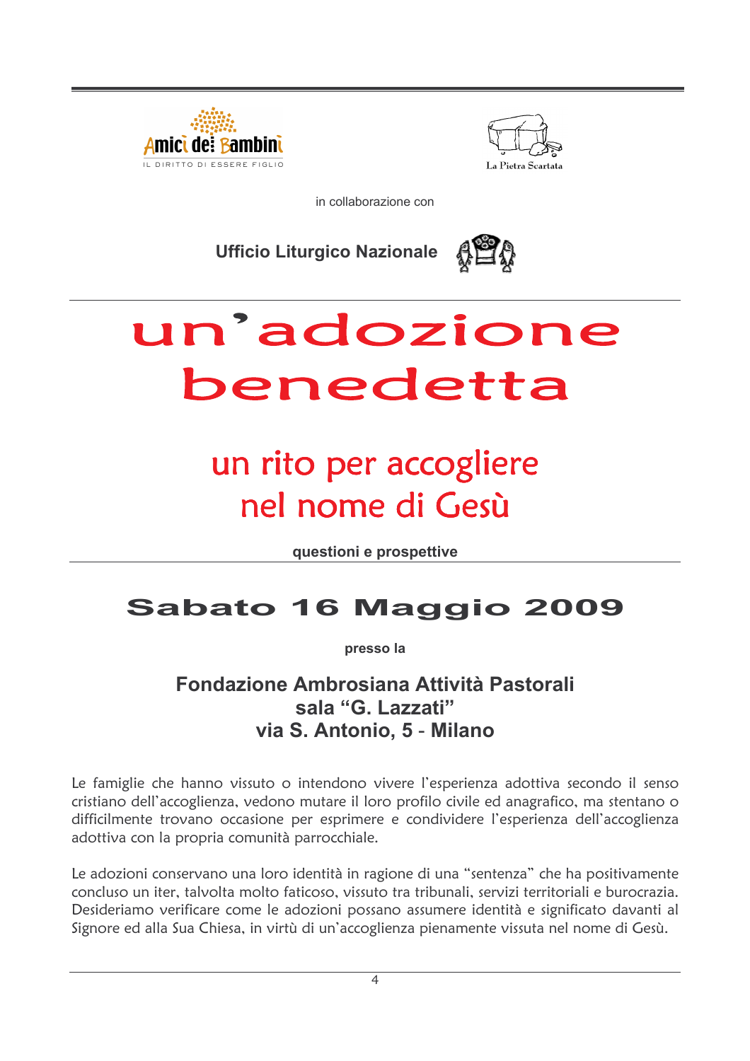Amici dei Bambini
IL DIRITTO DI ESSERE FIGLIO

La Pietra Scartata

in collaborazione con

**Ufficio Liturgico Nazionale**

# un'adozione benedetta

## un rito per accogliere nel nome di Gesù

**questioni e prospettive**

## Sabato 16 Maggio 2009

**presso la**

### Fondazione Ambrosiana Attività Pastorali
### sala "G. Lazzati"
### via S. Antonio, 5 - Milano

Le famiglie che hanno vissuto o intendono vivere l'esperienza adottiva secondo il senso cristiano dell'accoglienza, vedono mutare il loro profilo civile ed anagrafico, ma stentano o difficilmente trovano occasione per esprimere e condividere l'esperienza dell'accoglienza adottiva con la propria comunità parrocchiale.

Le adozioni conservano una loro identità in ragione di una "sentenza" che ha positivamente concluso un iter, talvolta molto faticoso, vissuto tra tribunali, servizi territoriali e burocrazia. Desideriamo verificare come le adozioni possano assumere identità e significato davanti al Signore ed alla Sua Chiesa, in virtù di un'accoglienza pienamente vissuta nel nome di Gesù.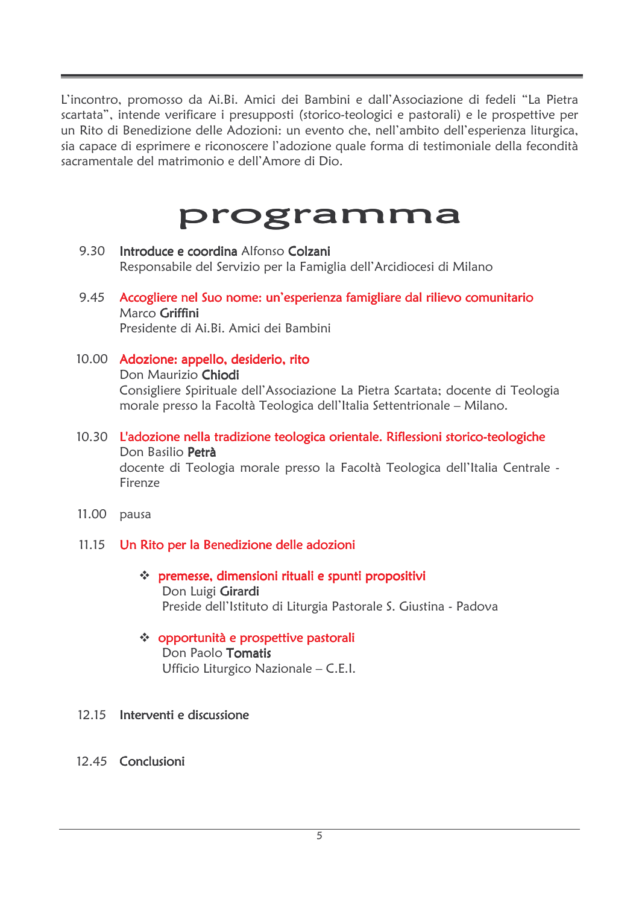L'incontro, promosso da Ai.Bi. Amici dei Bambini e dall'Associazione di fedeli "La Pietra scartata", intende verificare i presupposti (storico-teologici e pastorali) e le prospettive per un Rito di Benedizione delle Adozioni: un evento che, nell'ambito dell'esperienza liturgica, sia capace di esprimere e riconoscere l'adozione quale forma di testimoniale della fecondità sacramentale del matrimonio e dell'Amore di Dio.

# programma

9.30 **Introduce e coordina** Alfonso **Colzani**
Responsabile del Servizio per la Famiglia dell'Arcidiocesi di Milano

9.45 **Accogliere nel Suo nome: un'esperienza famigliare dal rilievo comunitario**
Marco **Griffini**
Presidente di Ai.Bi. Amici dei Bambini

10.00 **Adozione: appello, desiderio, rito**
Don Maurizio **Chiodi**
Consigliere Spirituale dell'Associazione La Pietra Scartata; docente di Teologia morale presso la Facoltà Teologica dell'Italia Settentrionale – Milano.

10.30 **L'adozione nella tradizione teologica orientale. Riflessioni storico-teologiche**
Don Basilio **Petrà**
docente di Teologia morale presso la Facoltà Teologica dell'Italia Centrale - Firenze

11.00 pausa

11.15 **Un Rito per la Benedizione delle adozioni**

- **premesse, dimensioni rituali e spunti propositivi**
  Don Luigi **Girardi**
  Preside dell'Istituto di Liturgia Pastorale S. Giustina - Padova

- **opportunità e prospettive pastorali**
  Don Paolo **Tomatis**
  Ufficio Liturgico Nazionale – C.E.I.

12.15 **Interventi e discussione**

12.45 **Conclusioni**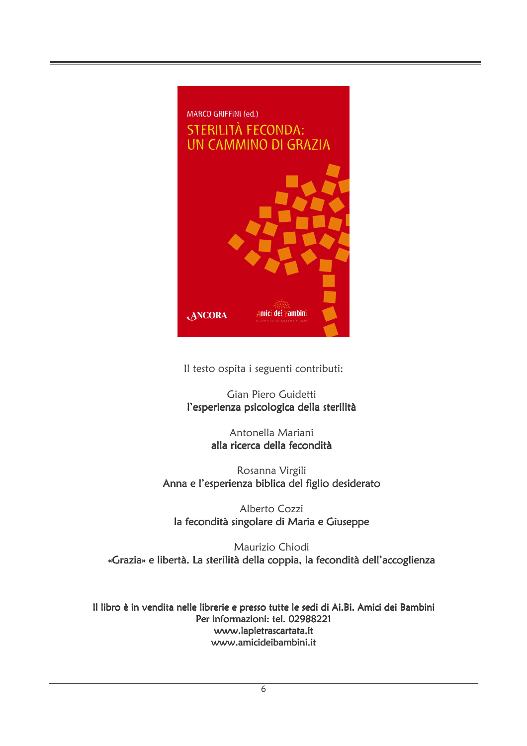MARCO GRIFFINI (ed.)

STERILITÀ FECONDA: UN CAMMINO DI GRAZIA

ANCORA

Amici dei Bambini

IL DIRITTO DI ESSERE FIGLIO

Il testo ospita i seguenti contributi:

Gian Piero Guidetti
**l'esperienza psicologica della sterilità**

Antonella Mariani
**alla ricerca della fecondità**

Rosanna Virgili
**Anna e l'esperienza biblica del figlio desiderato**

Alberto Cozzi
**la fecondità singolare di Maria e Giuseppe**

Maurizio Chiodi
**«Grazia» e libertà. La sterilità della coppia, la fecondità dell'accoglienza**

**Il libro è in vendita nelle librerie e presso tutte le sedi di Ai.Bi. Amici dei Bambini**
**Per informazioni: tel. 02988221**
**www.lapietrascartata.it**
**www.amicideibambini.it**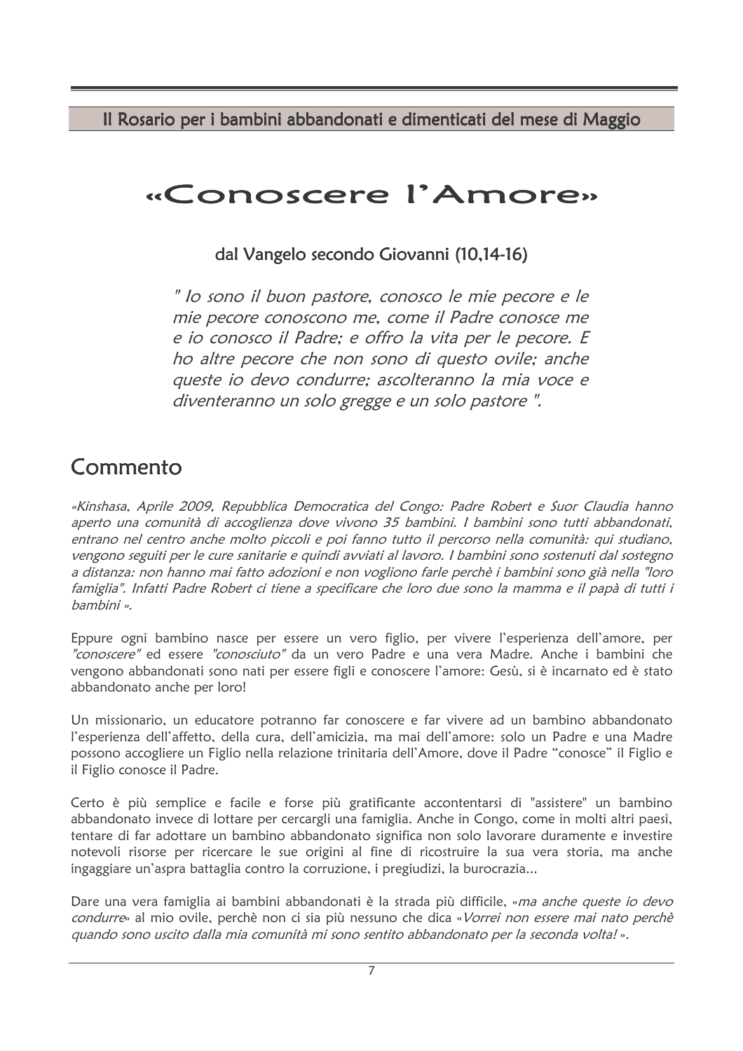## Il Rosario per i bambini abbandonati e dimenticati del mese di Maggio

# «Conoscere l'Amore»

### dal Vangelo secondo Giovanni (10,14-16)

*" Io sono il buon pastore, conosco le mie pecore e le mie pecore conoscono me, come il Padre conosce me e io conosco il Padre; e offro la vita per le pecore. E ho altre pecore che non sono di questo ovile; anche queste io devo condurre; ascolteranno la mia voce e diventeranno un solo gregge e un solo pastore ".*

## Commento

*«Kinshasa, Aprile 2009, Repubblica Democratica del Congo: Padre Robert e Suor Claudia hanno aperto una comunità di accoglienza dove vivono 35 bambini. I bambini sono tutti abbandonati, entrano nel centro anche molto piccoli e poi fanno tutto il percorso nella comunità: qui studiano, vengono seguiti per le cure sanitarie e quindi avviati al lavoro. I bambini sono sostenuti dal sostegno a distanza: non hanno mai fatto adozioni e non vogliono farle perchè i bambini sono già nella "loro famiglia". Infatti Padre Robert ci tiene a specificare che loro due sono la mamma e il papà di tutti i bambini ».*

Eppure ogni bambino nasce per essere un vero figlio, per vivere l'esperienza dell'amore, per *"conoscere"* ed essere *"conosciuto"* da un vero Padre e una vera Madre. Anche i bambini che vengono abbandonati sono nati per essere figli e conoscere l'amore: Gesù, si è incarnato ed è stato abbandonato anche per loro!

Un missionario, un educatore potranno far conoscere e far vivere ad un bambino abbandonato l'esperienza dell'affetto, della cura, dell'amicizia, ma mai dell'amore: solo un Padre e una Madre possono accogliere un Figlio nella relazione trinitaria dell'Amore, dove il Padre "conosce" il Figlio e il Figlio conosce il Padre.

Certo è più semplice e facile e forse più gratificante accontentarsi di "assistere" un bambino abbandonato invece di lottare per cercargli una famiglia. Anche in Congo, come in molti altri paesi, tentare di far adottare un bambino abbandonato significa non solo lavorare duramente e investire notevoli risorse per ricercare le sue origini al fine di ricostruire la sua vera storia, ma anche ingaggiare un'aspra battaglia contro la corruzione, i pregiudizi, la burocrazia...

Dare una vera famiglia ai bambini abbandonati è la strada più difficile, «*ma anche queste io devo condurre*» al mio ovile, perchè non ci sia più nessuno che dica «*Vorrei non essere mai nato perchè quando sono uscito dalla mia comunità mi sono sentito abbandonato per la seconda volta!* ».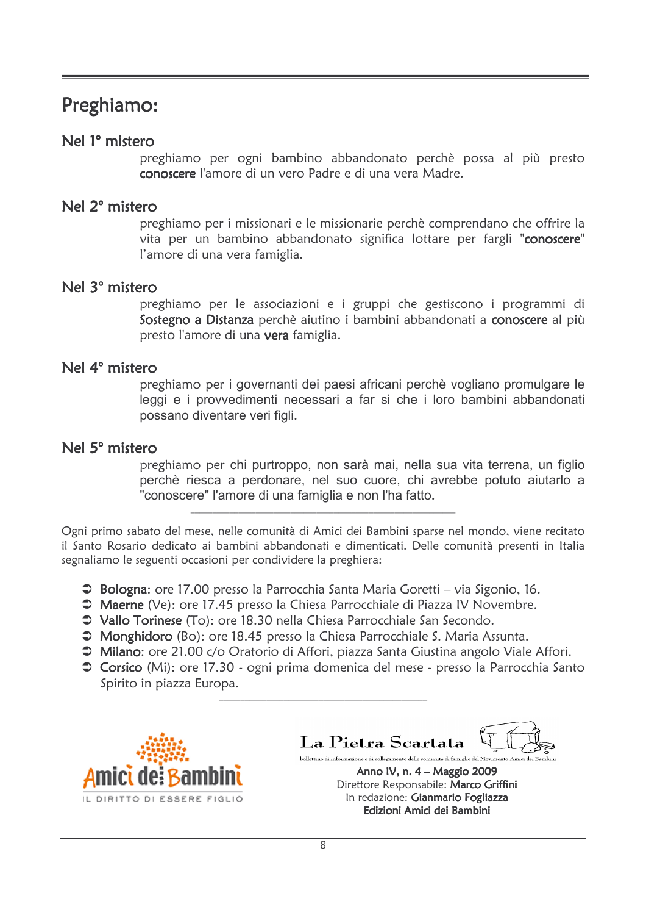# Preghiamo:

## Nel 1° mistero

preghiamo per ogni bambino abbandonato perchè possa al più presto **conoscere** l'amore di un vero Padre e di una vera Madre.

## Nel 2° mistero

preghiamo per i missionari e le missionarie perchè comprendano che offrire la vita per un bambino abbandonato significa lottare per fargli "**conoscere**" l'amore di una vera famiglia.

## Nel 3° mistero

preghiamo per le associazioni e i gruppi che gestiscono i programmi di **Sostegno a Distanza** perchè aiutino i bambini abbandonati a **conoscere** al più presto l'amore di una **vera** famiglia.

## Nel 4° mistero

preghiamo per i governanti dei paesi africani perchè vogliano promulgare le leggi e i provvedimenti necessari a far si che i loro bambini abbandonati possano diventare veri figli.

## Nel 5° mistero

preghiamo per chi purtroppo, non sarà mai, nella sua vita terrena, un figlio perchè riesca a perdonare, nel suo cuore, chi avrebbe potuto aiutarlo a "conoscere" l'amore di una famiglia e non l'ha fatto.

---

Ogni primo sabato del mese, nelle comunità di Amici dei Bambini sparse nel mondo, viene recitato il Santo Rosario dedicato ai bambini abbandonati e dimenticati. Delle comunità presenti in Italia segnaliamo le seguenti occasioni per condividere la preghiera:

- **Bologna**: ore 17.00 presso la Parrocchia Santa Maria Goretti – via Sigonio, 16.
- **Maerne** (Ve): ore 17.45 presso la Chiesa Parrocchiale di Piazza IV Novembre.
- **Vallo Torinese** (To): ore 18.30 nella Chiesa Parrocchiale San Secondo.
- **Monghidoro** (Bo): ore 18.45 presso la Chiesa Parrocchiale S. Maria Assunta.
- **Milano**: ore 21.00 c/o Oratorio di Affori, piazza Santa Giustina angolo Viale Affori.
- **Corsico** (Mi): ore 17.30 - ogni prima domenica del mese - presso la Parrocchia Santo Spirito in piazza Europa.

---

Amici dei Bambini
IL DIRITTO DI ESSERE FIGLIO

La Pietra Scartata

bollettino di informazione e di collegamento delle comunità di famiglie del Movimento Amici dei Bambini

**Anno IV, n. 4 – Maggio 2009**
Direttore Responsabile: **Marco Griffini**
In redazione: **Gianmario Fogliazza**
**Edizioni Amici dei Bambini**